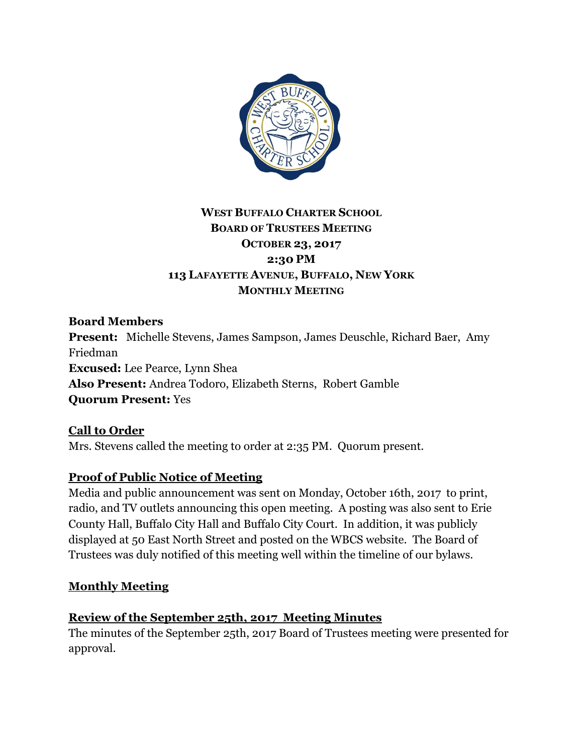**WEST BUFFALO CHARTER SCHOOL**
**BOARD OF TRUSTEES MEETING**
**OCTOBER 23, 2017**
**2:30 PM**
**113 LAFAYETTE AVENUE, BUFFALO, NEW YORK**
**MONTHLY MEETING**

**Board Members**
**Present:** Michelle Stevens, James Sampson, James Deuschle, Richard Baer, Amy Friedman
**Excused:** Lee Pearce, Lynn Shea
**Also Present:** Andrea Todoro, Elizabeth Sterns, Robert Gamble
**Quorum Present:** Yes

## Call to Order

Mrs. Stevens called the meeting to order at 2:35 PM. Quorum present.

## Proof of Public Notice of Meeting

Media and public announcement was sent on Monday, October 16th, 2017 to print, radio, and TV outlets announcing this open meeting. A posting was also sent to Erie County Hall, Buffalo City Hall and Buffalo City Court. In addition, it was publicly displayed at 50 East North Street and posted on the WBCS website. The Board of Trustees was duly notified of this meeting well within the timeline of our bylaws.

## Monthly Meeting

## Review of the September 25th, 2017 Meeting Minutes

The minutes of the September 25th, 2017 Board of Trustees meeting were presented for approval.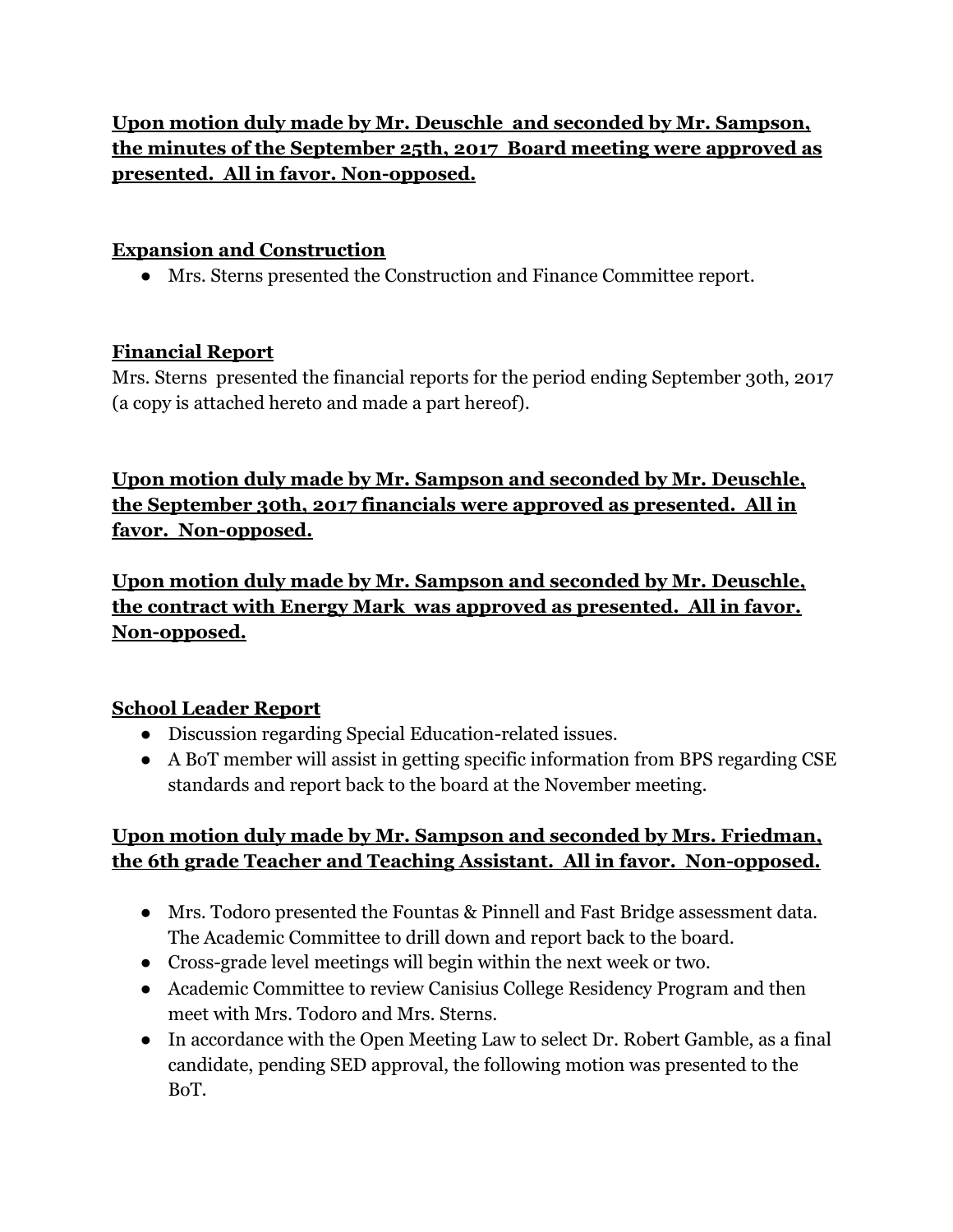**Upon motion duly made by Mr. Deuschle  and seconded by Mr. Sampson, the minutes of the September 25th, 2017  Board meeting were approved as presented.  All in favor. Non-opposed.**

## Expansion and Construction

- Mrs. Sterns presented the Construction and Finance Committee report.

## Financial Report

Mrs. Sterns  presented the financial reports for the period ending September 30th, 2017 (a copy is attached hereto and made a part hereof).

**Upon motion duly made by Mr. Sampson and seconded by Mr. Deuschle, the September 30th, 2017 financials were approved as presented.  All in favor.  Non-opposed.**

**Upon motion duly made by Mr. Sampson and seconded by Mr. Deuschle, the contract with Energy Mark  was approved as presented.  All in favor. Non-opposed.**

## School Leader Report

- Discussion regarding Special Education-related issues.
- A BoT member will assist in getting specific information from BPS regarding CSE standards and report back to the board at the November meeting.

**Upon motion duly made by Mr. Sampson and seconded by Mrs. Friedman, the 6th grade Teacher and Teaching Assistant.  All in favor.  Non-opposed.**

- Mrs. Todoro presented the Fountas & Pinnell and Fast Bridge assessment data. The Academic Committee to drill down and report back to the board.
- Cross-grade level meetings will begin within the next week or two.
- Academic Committee to review Canisius College Residency Program and then meet with Mrs. Todoro and Mrs. Sterns.
- In accordance with the Open Meeting Law to select Dr. Robert Gamble, as a final candidate, pending SED approval, the following motion was presented to the BoT.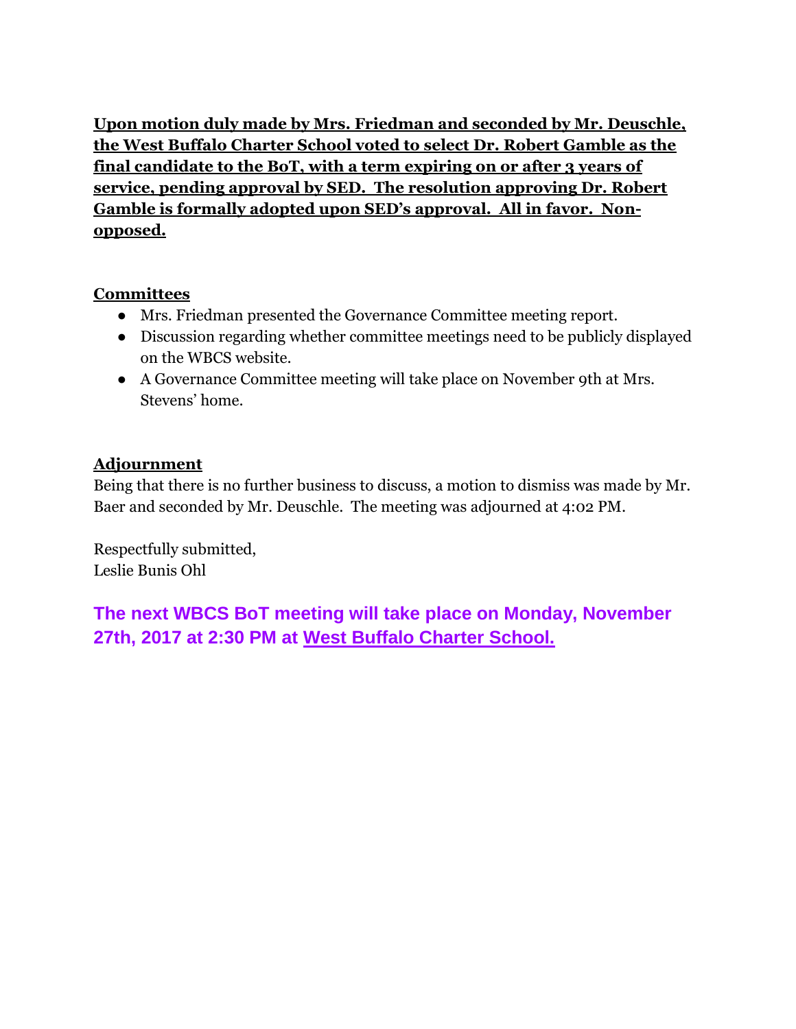**Upon motion duly made by Mrs. Friedman and seconded by Mr. Deuschle, the West Buffalo Charter School voted to select Dr. Robert Gamble as the final candidate to the BoT, with a term expiring on or after 3 years of service, pending approval by SED. The resolution approving Dr. Robert Gamble is formally adopted upon SED's approval. All in favor. Non-opposed.**

**Committees**

- Mrs. Friedman presented the Governance Committee meeting report.
- Discussion regarding whether committee meetings need to be publicly displayed on the WBCS website.
- A Governance Committee meeting will take place on November 9th at Mrs. Stevens' home.

**Adjournment**

Being that there is no further business to discuss, a motion to dismiss was made by Mr. Baer and seconded by Mr. Deuschle. The meeting was adjourned at 4:02 PM.

Respectfully submitted,
Leslie Bunis Ohl

**The next WBCS BoT meeting will take place on Monday, November 27th, 2017 at 2:30 PM at West Buffalo Charter School.**